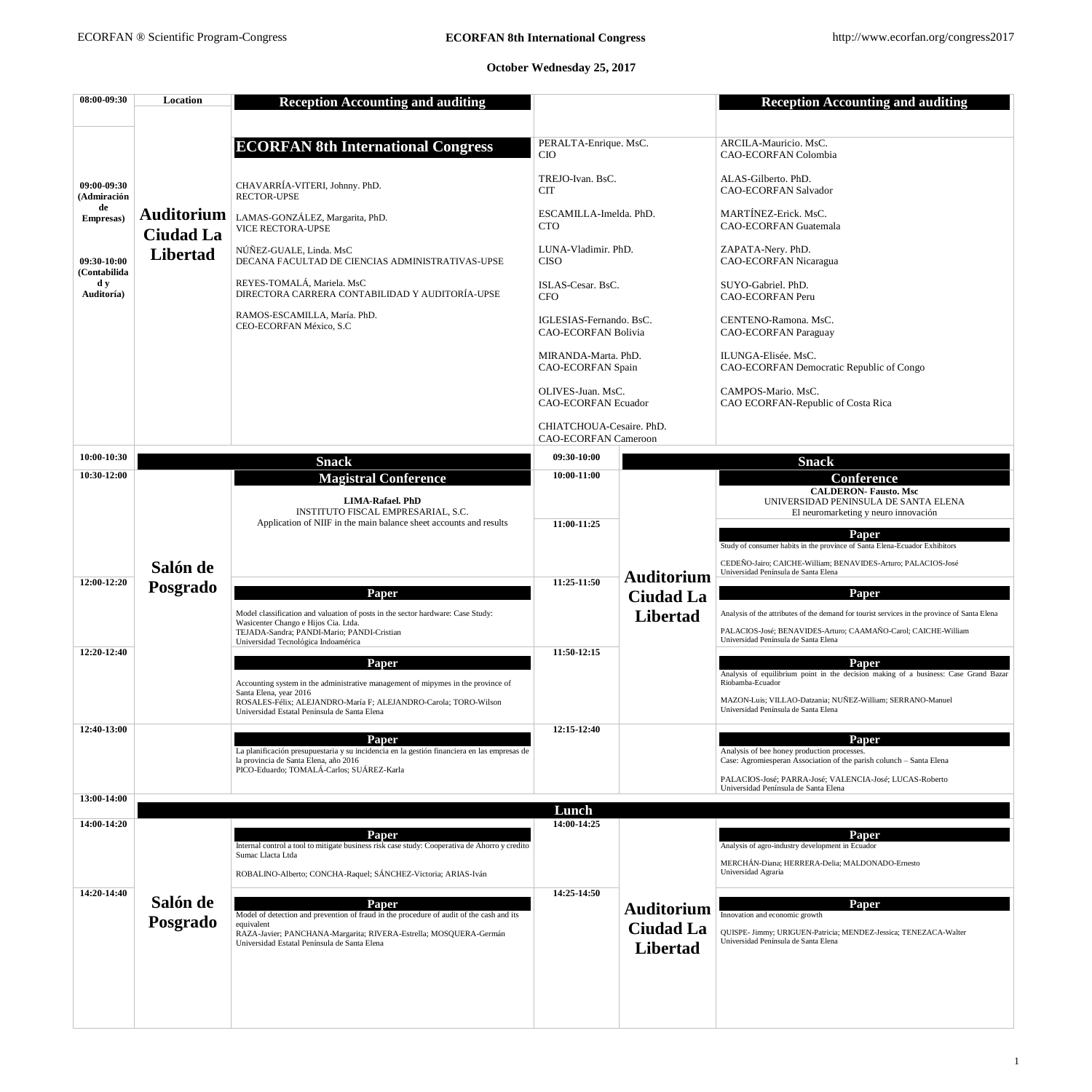**ECORFAN 8th International Congress**

**October Wednesday 25, 2017**

| 08:00-09:30 | Location | Reception Accounting and auditing | | | Reception Accounting and auditing |
|---|---|---|---|---|---|
| 09:00-09:30 (Admiración de Empresas)<br><br>09:30-10:00 (Contabilidad y Auditoría) | **Auditorium Ciudad La Libertad** | **ECORFAN 8th International Congress**<br><br>CHAVARRÍA-VITERI, Johnny. PhD.<br>RECTOR-UPSE<br><br>LAMAS-GONZÁLEZ, Margarita, PhD.<br>VICE RECTORA-UPSE<br><br>NÚÑEZ-GUALE, Linda. MsC<br>DECANA FACULTAD DE CIENCIAS ADMINISTRATIVAS-UPSE<br><br>REYES-TOMALÁ, Mariela. MsC<br>DIRECTORA CARRERA CONTABILIDAD Y AUDITORÍA-UPSE<br><br>RAMOS-ESCAMILLA, María. PhD.<br>CEO-ECORFAN México, S.C | PERALTA-Enrique. MsC.<br>CIO<br><br>TREJO-Ivan. BsC.<br>CIT<br><br>ESCAMILLA-Imelda. PhD.<br>CTO<br><br>LUNA-Vladimir. PhD.<br>CISO<br><br>ISLAS-Cesar. BsC.<br>CFO<br><br>IGLESIAS-Fernando. BsC.<br>CAO-ECORFAN Bolivia<br><br>MIRANDA-Marta. PhD.<br>CAO-ECORFAN Spain<br><br>OLIVES-Juan. MsC.<br>CAO-ECORFAN Ecuador<br><br>CHIATCHOUA-Cesaire. PhD.<br>CAO-ECORFAN Cameroon | | ARCILA-Mauricio. MsC.<br>CAO-ECORFAN Colombia<br><br>ALAS-Gilberto. PhD.<br>CAO-ECORFAN Salvador<br><br>MARTÍNEZ-Erick. MsC.<br>CAO-ECORFAN Guatemala<br><br>ZAPATA-Nery. PhD.<br>CAO-ECORFAN Nicaragua<br><br>SUYO-Gabriel. PhD.<br>CAO-ECORFAN Peru<br><br>CENTENO-Ramona. MsC.<br>CAO-ECORFAN Paraguay<br><br>ILUNGA-Elisée. MsC.<br>CAO-ECORFAN Democratic Republic of Congo<br><br>CAMPOS-Mario. MsC.<br>CAO ECORFAN-Republic of Costa Rica |
| 10:00-10:30 | | **Snack** | 09:30-10:00 | | **Snack** |
| 10:30-12:00 | **Salón de Posgrado** | **Magistral Conference**<br>**LIMA-Rafael. PhD**<br>INSTITUTO FISCAL EMPRESARIAL, S.C.<br>Application of NIIF in the main balance sheet accounts and results | 10:00-11:00 | **Auditorium Ciudad La Libertad** | **Conference**<br>**CALDERON- Fausto. Msc**<br>UNIVERSIDAD PENINSULA DE SANTA ELENA<br>El neuromarketing y neuro innovación |
| | | | 11:00-11:25 | | **Paper**<br>Study of consumer habits in the province of Santa Elena-Ecuador Exhibitors<br>CEDEÑO-Jairo; CAICHE-William; BENAVIDES-Arturo; PALACIOS-José<br>Universidad Península de Santa Elena |
| 12:00-12:20 | | **Paper**<br>Model classification and valuation of posts in the sector hardware: Case Study: Wasicenter Chango e Hijos Cia. Ltda.<br>TEJADA-Sandra; PANDI-Mario; PANDI-Cristian<br>Universidad Tecnológica Indoamérica | 11:25-11:50 | | **Paper**<br>Analysis of the attributes of the demand for tourist services in the province of Santa Elena<br>PALACIOS-José; BENAVIDES-Arturo; CAAMAÑO-Carol; CAICHE-William<br>Universidad Península de Santa Elena |
| 12:20-12:40 | | **Paper**<br>Accounting system in the administrative management of mipymes in the province of Santa Elena, year 2016<br>ROSALES-Félix; ALEJANDRO-María F; ALEJANDRO-Carola; TORO-Wilson<br>Universidad Estatal Península de Santa Elena | 11:50-12:15 | | **Paper**<br>Analysis of equilibrium point in the decision making of a business: Case Grand Bazar Riobamba-Ecuador<br>MAZON-Luis; VILLAO-Datzania; NUÑEZ-William; SERRANO-Manuel<br>Universidad Península de Santa Elena |
| 12:40-13:00 | | **Paper**<br>La planificación presupuestaria y su incidencia en la gestión financiera en las empresas de la provincia de Santa Elena, año 2016<br>PICO-Eduardo; TOMALÁ-Carlos; SUÁREZ-Karla | 12:15-12:40 | | **Paper**<br>Analysis of bee honey production processes.<br>Case: Agromiesperan Association of the parish colunch – Santa Elena<br>PALACIOS-José; PARRA-José; VALENCIA-José; LUCAS-Roberto<br>Universidad Península de Santa Elena |
| 13:00-14:00 | | | **Lunch** | | |
| 14:00-14:20 | **Salón de Posgrado** | **Paper**<br>Internal control a tool to mitigate business risk case study: Cooperativa de Ahorro y credito Sumac Llacta Ltda<br>ROBALINO-Alberto; CONCHA-Raquel; SÁNCHEZ-Victoria; ARIAS-Iván | 14:00-14:25 | **Auditorium Ciudad La Libertad** | **Paper**<br>Analysis of agro-industry development in Ecuador<br>MERCHÁN-Diana; HERRERA-Delia; MALDONADO-Ernesto<br>Universidad Agraria |
| 14:20-14:40 | | **Paper**<br>Model of detection and prevention of fraud in the procedure of audit of the cash and its equivalent<br>RAZA-Javier; PANCHANA-Margarita; RIVERA-Estrella; MOSQUERA-Germán<br>Universidad Estatal Península de Santa Elena | 14:25-14:50 | | **Paper**<br>Innovation and economic growth<br>QUISPE- Jimmy; URIGUEN-Patricia; MENDEZ-Jessica; TENEZACA-Walter<br>Universidad Península de Santa Elena |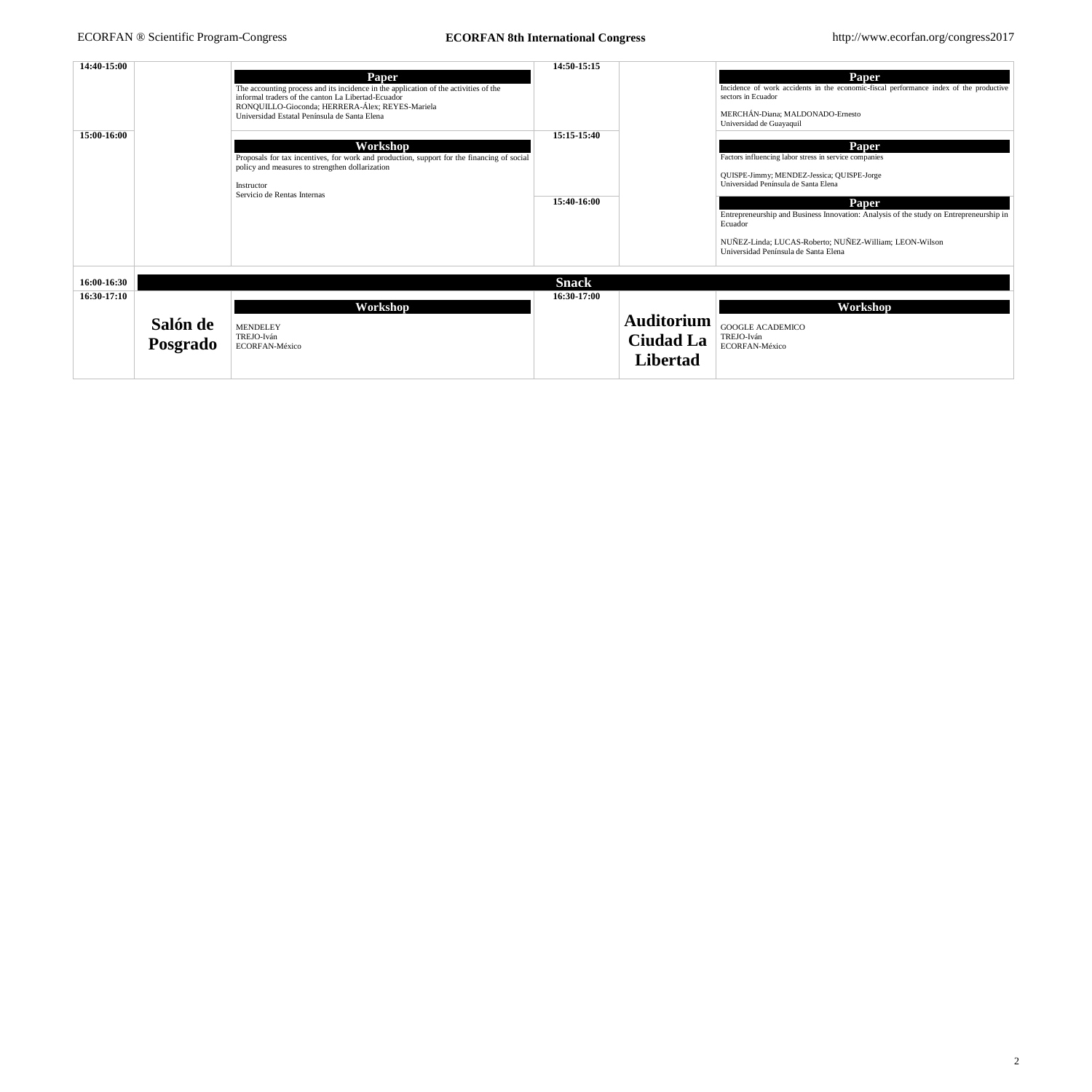| Time | Room | Activity | Time | Room | Activity |
|---|---|---|---|---|---|
| 14:40-15:00 | | **Paper**<br>The accounting process and its incidence in the application of the activities of the informal traders of the canton La Libertad-Ecuador<br>RONQUILLO-Gioconda; HERRERA-Álex; REYES-Mariela<br>Universidad Estatal Península de Santa Elena | 14:50-15:15 | | **Paper**<br>Incidence of work accidents in the economic-fiscal performance index of the productive sectors in Ecuador<br>MERCHÁN-Diana; MALDONADO-Ernesto<br>Universidad de Guayaquil |
| 15:00-16:00 | | **Workshop**<br>Proposals for tax incentives, for work and production, support for the financing of social policy and measures to strengthen dollarization<br>Instructor<br>Servicio de Rentas Internas | 15:15-15:40 | | **Paper**<br>Factors influencing labor stress in service companies<br>QUISPE-Jimmy; MENDEZ-Jessica; QUISPE-Jorge<br>Universidad Península de Santa Elena |
| | | | 15:40-16:00 | | **Paper**<br>Entrepreneurship and Business Innovation: Analysis of the study on Entrepreneurship in Ecuador<br>NUÑEZ-Linda; LUCAS-Roberto; NUÑEZ-William; LEON-Wilson<br>Universidad Península de Santa Elena |
| 16:00-16:30 | **Snack** | | | | |
| 16:30-17:10 | **Salón de Posgrado** | **Workshop**<br>MENDELEY<br>TREJO-Iván<br>ECORFAN-México | 16:30-17:00 | **Auditorium Ciudad La Libertad** | **Workshop**<br>GOOGLE ACADEMICO<br>TREJO-Iván<br>ECORFAN-México |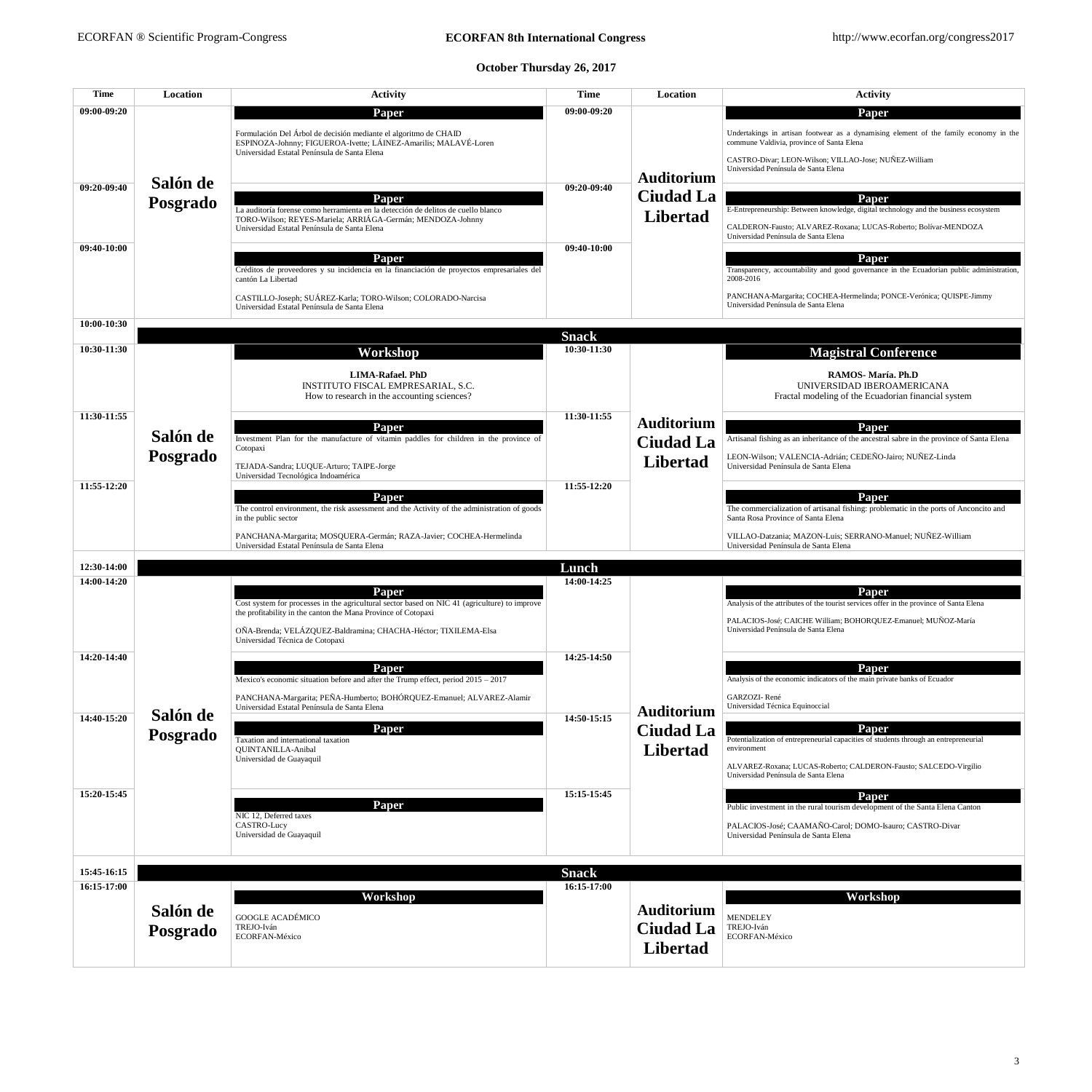**October Thursday 26, 2017**

| Time | Location | Activity | Time | Location | Activity |
|---|---|---|---|---|---|
| 09:00-09:20 | Salón de Posgrado | **Paper**<br>Formulación Del Árbol de decisión mediante el algoritmo de CHAID<br>ESPINOZA-Johnny; FIGUEROA-Ivette; LÁINEZ-Amarilis; MALAVÉ-Loren<br>Universidad Estatal Península de Santa Elena | 09:00-09:20 | Auditorium Ciudad La Libertad | **Paper**<br>Undertakings in artisan footwear as a dynamising element of the family economy in the commune Valdivia, province of Santa Elena<br>CASTRO-Divar; LEON-Wilson; VILLAO-Jose; NUÑEZ-William<br>Universidad Península de Santa Elena |
| 09:20-09:40 | Salón de Posgrado | **Paper**<br>La auditoría forense como herramienta en la detección de delitos de cuello blanco<br>TORO-Wilson; REYES-Mariela; ARRIÁGA-Germán; MENDOZA-Johnny<br>Universidad Estatal Península de Santa Elena | 09:20-09:40 | Auditorium Ciudad La Libertad | **Paper**<br>E-Entrepreneurship: Between knowledge, digital technology and the business ecosystem<br>CALDERON-Fausto; ALVAREZ-Roxana; LUCAS-Roberto; Bolívar-MENDOZA<br>Universidad Península de Santa Elena |
| 09:40-10:00 | Salón de Posgrado | **Paper**<br>Créditos de proveedores y su incidencia en la financiación de proyectos empresariales del cantón La Libertad<br>CASTILLO-Joseph; SUÁREZ-Karla; TORO-Wilson; COLORADO-Narcisa<br>Universidad Estatal Península de Santa Elena | 09:40-10:00 | Auditorium Ciudad La Libertad | **Paper**<br>Transparency, accountability and good governance in the Ecuadorian public administration, 2008-2016<br>PANCHANA-Margarita; COCHEA-Hermelinda; PONCE-Verónica; QUISPE-Jimmy<br>Universidad Península de Santa Elena |
| 10:00-10:30 | | **Snack** | | | |
| 10:30-11:30 | Salón de Posgrado | **Workshop**<br>**LIMA-Rafael. PhD**<br>INSTITUTO FISCAL EMPRESARIAL, S.C.<br>How to research in the accounting sciences? | 10:30-11:30 | Auditorium Ciudad La Libertad | **Magistral Conference**<br>**RAMOS- María. Ph.D**<br>UNIVERSIDAD IBEROAMERICANA<br>Fractal modeling of the Ecuadorian financial system |
| 11:30-11:55 | Salón de Posgrado | **Paper**<br>Investment Plan for the manufacture of vitamin paddles for children in the province of Cotopaxi<br>TEJADA-Sandra; LUQUE-Arturo; TAIPE-Jorge<br>Universidad Tecnológica Indoamérica | 11:30-11:55 | Auditorium Ciudad La Libertad | **Paper**<br>Artisanal fishing as an inheritance of the ancestral sabre in the province of Santa Elena<br>LEON-Wilson; VALENCIA-Adrián; CEDEÑO-Jairo; NUÑEZ-Linda<br>Universidad Península de Santa Elena |
| 11:55-12:20 | Salón de Posgrado | **Paper**<br>The control environment, the risk assessment and the Activity of the administration of goods in the public sector<br>PANCHANA-Margarita; MOSQUERA-Germán; RAZA-Javier; COCHEA-Hermelinda<br>Universidad Estatal Península de Santa Elena | 11:55-12:20 | Auditorium Ciudad La Libertad | **Paper**<br>The commercialization of artisanal fishing: problematic in the ports of Anconcito and Santa Rosa Province of Santa Elena<br>VILLAO-Datzania; MAZON-Luis; SERRANO-Manuel; NUÑEZ-William<br>Universidad Península de Santa Elena |
| 12:30-14:00 | | **Lunch** | | | |
| 14:00-14:20 | Salón de Posgrado | **Paper**<br>Cost system for processes in the agricultural sector based on NIC 41 (agriculture) to improve the profitability in the canton the Mana Province of Cotopaxi<br>OÑA-Brenda; VELÁZQUEZ-Baldramina; CHACHA-Héctor; TIXILEMA-Elsa<br>Universidad Técnica de Cotopaxi | 14:00-14:25 | Auditorium Ciudad La Libertad | **Paper**<br>Analysis of the attributes of the tourist services offer in the province of Santa Elena<br>PALACIOS-José; CAICHE William; BOHORQUEZ-Emanuel; MUÑOZ-María<br>Universidad Península de Santa Elena |
| 14:20-14:40 | Salón de Posgrado | **Paper**<br>Mexico's economic situation before and after the Trump effect, period 2015 – 2017<br>PANCHANA-Margarita; PEÑA-Humberto; BOHÓRQUEZ-Emanuel; ALVAREZ-Alamir<br>Universidad Estatal Península de Santa Elena | 14:25-14:50 | Auditorium Ciudad La Libertad | **Paper**<br>Analysis of the economic indicators of the main private banks of Ecuador<br>GARZOZI- René<br>Universidad Técnica Equinoccial |
| 14:40-15:20 | Salón de Posgrado | **Paper**<br>Taxation and international taxation<br>QUINTANILLA-Anibal<br>Universidad de Guayaquil | 14:50-15:15 | Auditorium Ciudad La Libertad | **Paper**<br>Potentialization of entrepreneurial capacities of students through an entrepreneurial environment<br>ALVAREZ-Roxana; LUCAS-Roberto; CALDERON-Fausto; SALCEDO-Virgilio<br>Universidad Península de Santa Elena |
| 15:20-15:45 | Salón de Posgrado | **Paper**<br>NIC 12, Deferred taxes<br>CASTRO-Lucy<br>Universidad de Guayaquil | 15:15-15:45 | Auditorium Ciudad La Libertad | **Paper**<br>Public investment in the rural tourism development of the Santa Elena Canton<br>PALACIOS-José; CAAMAÑO-Carol; DOMO-Isauro; CASTRO-Divar<br>Universidad Península de Santa Elena |
| 15:45-16:15 | | **Snack** | | | |
| 16:15-17:00 | Salón de Posgrado | **Workshop**<br>GOOGLE ACADÉMICO<br>TREJO-Iván<br>ECORFAN-México | 16:15-17:00 | Auditorium Ciudad La Libertad | **Workshop**<br>MENDELEY<br>TREJO-Iván<br>ECORFAN-México |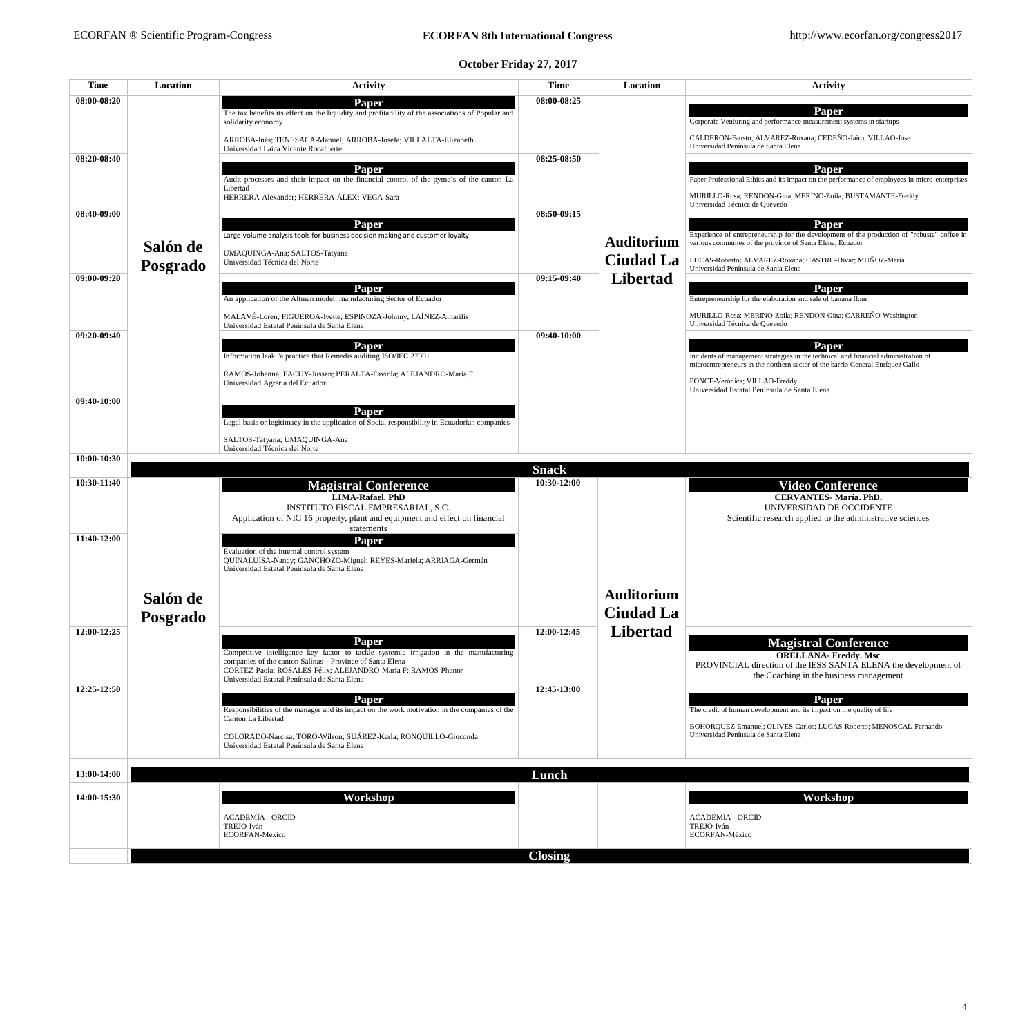## October Friday 27, 2017

| Time | Location | Activity | Time | Location | Activity |
|---|---|---|---|---|---|
| 08:00-08:20 | Salón de Posgrado | **Paper** The tax benefits its effect on the liquidity and profitability of the associations of Popular and solidarity economy ARROBA-Inés; TENESACA-Manuel; ARROBA-Josefa; VILLALTA-Elizabeth Universidad Laica Vicente Rocafuerte | 08:00-08:25 | Auditorium Ciudad La Libertad | **Paper** Corporate Venturing and performance measurement systems in startups CALDERON-Fausto; ALVAREZ-Roxana; CEDEÑO-Jairo; VILLAO-Jose Universidad Península de Santa Elena |
| 08:20-08:40 | | **Paper** Audit processes and their impact on the financial control of the pyme´s of the canton La Libertad HERRERA-Alexander; HERRERA-ÁLEX; VEGA-Sara | 08:25-08:50 | | **Paper** Paper Professional Ethics and its impact on the performance of employees in micro-enterprises MURILLO-Rosa; RENDON-Gina; MERINO-Zoila; BUSTAMANTE-Freddy Universidad Técnica de Quevedo |
| 08:40-09:00 | | **Paper** Large-volume analysis tools for business decision making and customer loyalty UMAQUINGA-Ana; SALTOS-Tatyana Universidad Técnica del Norte | 08:50-09:15 | | **Paper** Experience of entrepreneurship for the development of the production of "robusta" coffee in various communes of the province of Santa Elena, Ecuador LUCAS-Roberto; ALVAREZ-Roxana; CASTRO-Divar; MUÑOZ-María Universidad Península de Santa Elena |
| 09:00-09:20 | | **Paper** An application of the Altman model: manufacturing Sector of Ecuador MALAVÉ-Loren; FIGUEROA-Ivette; ESPINOZA-Johnny; LAÍNEZ-Amarilis Universidad Estatal Península de Santa Elena | 09:15-09:40 | | **Paper** Entrepreneurship for the elaboration and sale of banana flour MURILLO-Rosa; MERINO-Zoila; RENDON-Gina; CARREÑO-Washington Universidad Técnica de Quevedo |
| 09:20-09:40 | | **Paper** Information leak "a practice that Remedis auditing ISO/IEC 27001 RAMOS-Johanna; FACUY-Jussen; PERALTA-Faviola; ALEJANDRO-María F. Universidad Agraria del Ecuador | 09:40-10:00 | | **Paper** Incidents of management strategies in the technical and financial administration of microentrepreneurs in the northern sector of the barrio General Enríquez Gallo PONCE-Verónica; VILLAO-Freddy Universidad Estatal Península de Santa Elena |
| 09:40-10:00 | | **Paper** Legal basis or legitimacy in the application of Social responsibility in Ecuadorian companies SALTOS-Tatyana; UMAQUINGA-Ana Universidad Técnica del Norte | | | |
| 10:00-10:30 | **Snack** | | | | |
| 10:30-11:40 | Salón de Posgrado | **Magistral Conference** LIMA-Rafael. PhD INSTITUTO FISCAL EMPRESARIAL, S.C. Application of NIC 16 property, plant and equipment and effect on financial statements | 10:30-12:00 | Auditorium Ciudad La Libertad | **Video Conference** CERVANTES- María. PhD. UNIVERSIDAD DE OCCIDENTE Scientific research applied to the administrative sciences |
| 11:40-12:00 | | **Paper** Evaluation of the internal control system QUINALUISA-Nancy; GANCHOZO-Miguel; REYES-Mariela; ARRIAGA-Germán Universidad Estatal Península de Santa Elena | | | |
| 12:00-12:25 | | **Paper** Competitive intelligence key factor to tackle systemic irrigation in the manufacturing companies of the canton Salinas – Province of Santa Elena CORTEZ-Paola; ROSALES-Félix; ALEJANDRO-María F; RAMOS-Phanor Universidad Estatal Península de Santa Elena | 12:00-12:45 | | **Magistral Conference** ORELLANA- Freddy. Msc PROVINCIAL direction of the IESS SANTA ELENA the development of the Coaching in the business management |
| 12:25-12:50 | | **Paper** Responsibilities of the manager and its impact on the work motivation in the companies of the Canton La Libertad COLORADO-Narcisa; TORO-Wilson; SUÁREZ-Karla; RONQUILLO-Gioconda Universidad Estatal Península de Santa Elena | 12:45-13:00 | | **Paper** The credit of human development and its impact on the quality of life BOHORQUEZ-Emanuel; OLIVES-Carlos; LUCAS-Roberto; MENOSCAL-Fernando Universidad Península de Santa Elena |
| 13:00-14:00 | **Lunch** | | | | |
| 14:00-15:30 | | **Workshop** ACADEMIA - ORCID TREJO-Iván ECORFAN-México | | | **Workshop** ACADEMIA - ORCID TREJO-Iván ECORFAN-México |
| | **Closing** | | | | |